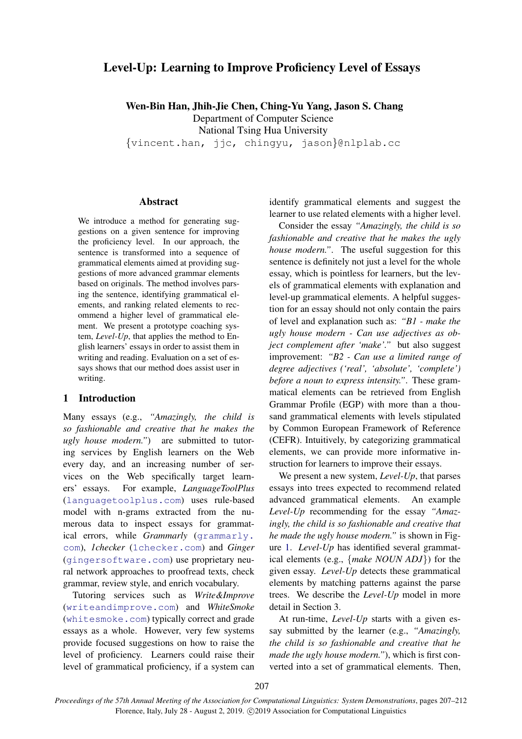# Level-Up: Learning to Improve Proficiency Level of Essays

**Wen-Bin Han, Jhih-Jie Chen, Ching-Yu Yang, Jason S. Chang**
Department of Computer Science
National Tsing Hua University
{vincent.han, jjc, chingyu, jason}@nlplab.cc

## Abstract

We introduce a method for generating suggestions on a given sentence for improving the proficiency level. In our approach, the sentence is transformed into a sequence of grammatical elements aimed at providing suggestions of more advanced grammar elements based on originals. The method involves parsing the sentence, identifying grammatical elements, and ranking related elements to recommend a higher level of grammatical element. We present a prototype coaching system, *Level-Up*, that applies the method to English learners' essays in order to assist them in writing and reading. Evaluation on a set of essays shows that our method does assist user in writing.

## 1 Introduction

Many essays (e.g., *"Amazingly, the child is so fashionable and creative that he makes the ugly house modern."*) are submitted to tutoring services by English learners on the Web every day, and an increasing number of services on the Web specifically target learners' essays. For example, *LanguageToolPlus* (languagetoolplus.com) uses rule-based model with n-grams extracted from the numerous data to inspect essays for grammatical errors, while *Grammarly* (grammarly.com), *1checker* (1checker.com) and *Ginger* (gingersoftware.com) use proprietary neural network approaches to proofread texts, check grammar, review style, and enrich vocabulary.

Tutoring services such as *Write&Improve* (writeandimprove.com) and *WhiteSmoke* (whitesmoke.com) typically correct and grade essays as a whole. However, very few systems provide focused suggestions on how to raise the level of proficiency. Learners could raise their level of grammatical proficiency, if a system can identify grammatical elements and suggest the learner to use related elements with a higher level.

Consider the essay *"Amazingly, the child is so fashionable and creative that he makes the ugly house modern."*. The useful suggestion for this sentence is definitely not just a level for the whole essay, which is pointless for learners, but the levels of grammatical elements with explanation and level-up grammatical elements. A helpful suggestion for an essay should not only contain the pairs of level and explanation such as: *"B1 - make the ugly house modern - Can use adjectives as object complement after 'make'."* but also suggest improvement: *"B2 - Can use a limited range of degree adjectives ('real', 'absolute', 'complete') before a noun to express intensity."*. These grammatical elements can be retrieved from English Grammar Profile (EGP) with more than a thousand grammatical elements with levels stipulated by Common European Framework of Reference (CEFR). Intuitively, by categorizing grammatical elements, we can provide more informative instruction for learners to improve their essays.

We present a new system, *Level-Up*, that parses essays into trees expected to recommend related advanced grammatical elements. An example *Level-Up* recommending for the essay *"Amazingly, the child is so fashionable and creative that he made the ugly house modern."* is shown in Figure 1. *Level-Up* has identified several grammatical elements (e.g., {*make NOUN ADJ*}) for the given essay. *Level-Up* detects these grammatical elements by matching patterns against the parse trees. We describe the *Level-Up* model in more detail in Section 3.

At run-time, *Level-Up* starts with a given essay submitted by the learner (e.g., *"Amazingly, the child is so fashionable and creative that he made the ugly house modern."*), which is first converted into a set of grammatical elements. Then,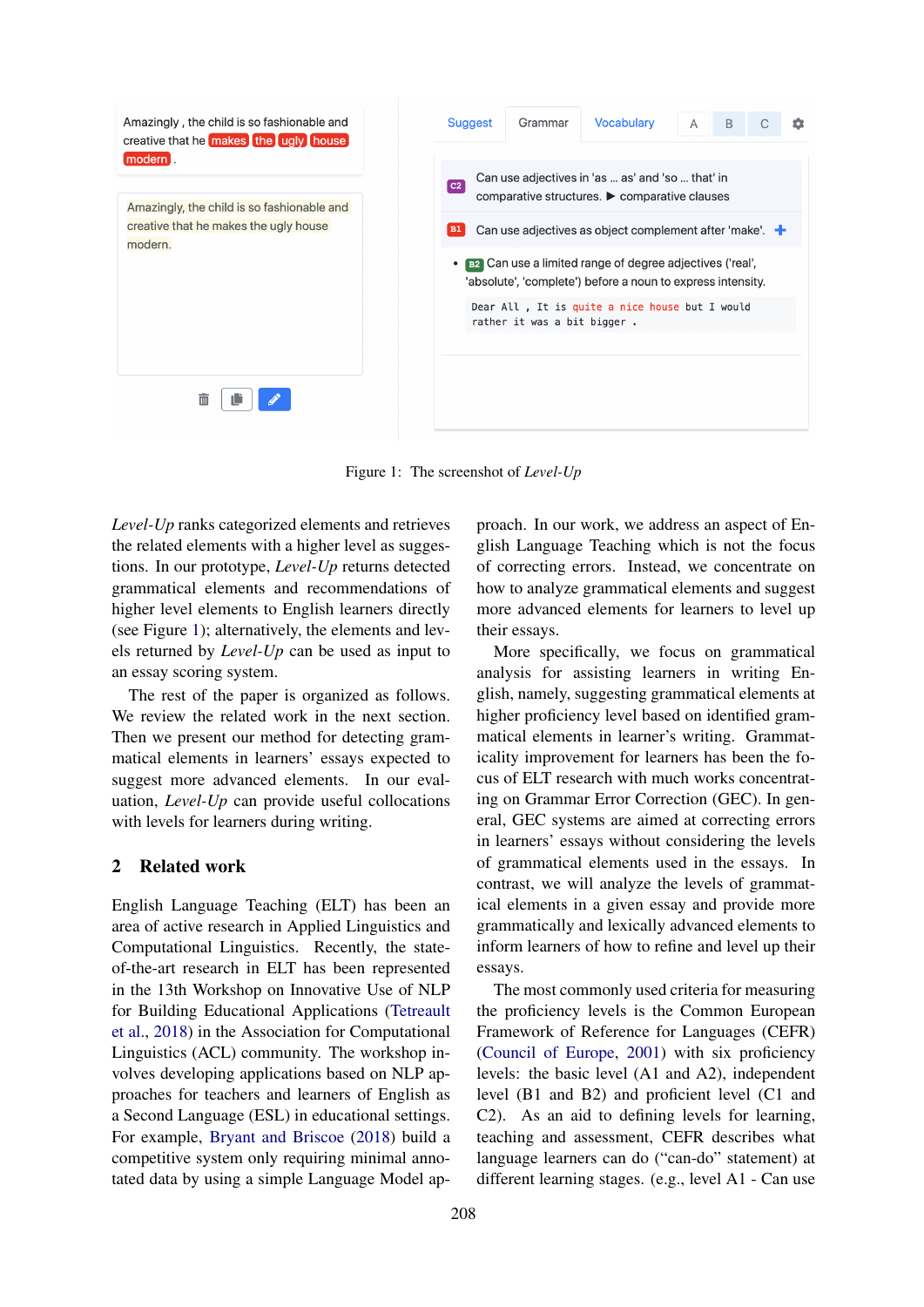Figure 1: The screenshot of *Level-Up*

*Level-Up* ranks categorized elements and retrieves the related elements with a higher level as suggestions. In our prototype, *Level-Up* returns detected grammatical elements and recommendations of higher level elements to English learners directly (see Figure 1); alternatively, the elements and levels returned by *Level-Up* can be used as input to an essay scoring system.

The rest of the paper is organized as follows. We review the related work in the next section. Then we present our method for detecting grammatical elements in learners' essays expected to suggest more advanced elements. In our evaluation, *Level-Up* can provide useful collocations with levels for learners during writing.

## 2 Related work

English Language Teaching (ELT) has been an area of active research in Applied Linguistics and Computational Linguistics. Recently, the state-of-the-art research in ELT has been represented in the 13th Workshop on Innovative Use of NLP for Building Educational Applications (Tetreault et al., 2018) in the Association for Computational Linguistics (ACL) community. The workshop involves developing applications based on NLP approaches for teachers and learners of English as a Second Language (ESL) in educational settings. For example, Bryant and Briscoe (2018) build a competitive system only requiring minimal annotated data by using a simple Language Model approach. In our work, we address an aspect of English Language Teaching which is not the focus of correcting errors. Instead, we concentrate on how to analyze grammatical elements and suggest more advanced elements for learners to level up their essays.

More specifically, we focus on grammatical analysis for assisting learners in writing English, namely, suggesting grammatical elements at higher proficiency level based on identified grammatical elements in learner's writing. Grammaticality improvement for learners has been the focus of ELT research with much works concentrating on Grammar Error Correction (GEC). In general, GEC systems are aimed at correcting errors in learners' essays without considering the levels of grammatical elements used in the essays. In contrast, we will analyze the levels of grammatical elements in a given essay and provide more grammatically and lexically advanced elements to inform learners of how to refine and level up their essays.

The most commonly used criteria for measuring the proficiency levels is the Common European Framework of Reference for Languages (CEFR) (Council of Europe, 2001) with six proficiency levels: the basic level (A1 and A2), independent level (B1 and B2) and proficient level (C1 and C2). As an aid to defining levels for learning, teaching and assessment, CEFR describes what language learners can do ("can-do" statement) at different learning stages. (e.g., level A1 - Can use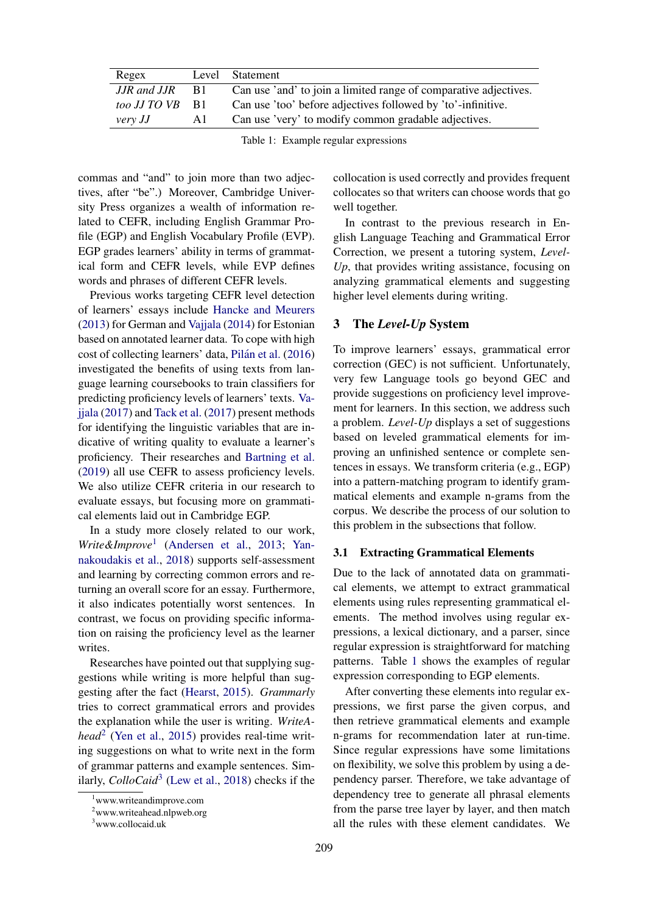| Regex | Level | Statement |
|---|---|---|
| *JJR and JJR* | B1 | Can use 'and' to join a limited range of comparative adjectives. |
| *too JJ TO VB* | B1 | Can use 'too' before adjectives followed by 'to'-infinitive. |
| *very JJ* | A1 | Can use 'very' to modify common gradable adjectives. |

Table 1: Example regular expressions

commas and "and" to join more than two adjectives, after "be".) Moreover, Cambridge University Press organizes a wealth of information related to CEFR, including English Grammar Profile (EGP) and English Vocabulary Profile (EVP). EGP grades learners' ability in terms of grammatical form and CEFR levels, while EVP defines words and phrases of different CEFR levels.

Previous works targeting CEFR level detection of learners' essays include Hancke and Meurers (2013) for German and Vajjala (2014) for Estonian based on annotated learner data. To cope with high cost of collecting learners' data, Pilán et al. (2016) investigated the benefits of using texts from language learning coursebooks to train classifiers for predicting proficiency levels of learners' texts. Vajjala (2017) and Tack et al. (2017) present methods for identifying the linguistic variables that are indicative of writing quality to evaluate a learner's proficiency. Their researches and Bartning et al. (2019) all use CEFR to assess proficiency levels. We also utilize CEFR criteria in our research to evaluate essays, but focusing more on grammatical elements laid out in Cambridge EGP.

In a study more closely related to our work, *Write&Improve*[1] (Andersen et al., 2013; Yannakoudakis et al., 2018) supports self-assessment and learning by correcting common errors and returning an overall score for an essay. Furthermore, it also indicates potentially worst sentences. In contrast, we focus on providing specific information on raising the proficiency level as the learner writes.

Researches have pointed out that supplying suggestions while writing is more helpful than suggesting after the fact (Hearst, 2015). *Grammarly* tries to correct grammatical errors and provides the explanation while the user is writing. *WriteAhead*[2] (Yen et al., 2015) provides real-time writing suggestions on what to write next in the form of grammar patterns and example sentences. Similarly, *ColloCaid*[3] (Lew et al., 2018) checks if the collocation is used correctly and provides frequent collocates so that writers can choose words that go well together.

In contrast to the previous research in English Language Teaching and Grammatical Error Correction, we present a tutoring system, *Level-Up*, that provides writing assistance, focusing on analyzing grammatical elements and suggesting higher level elements during writing.

## 3 The *Level-Up* System

To improve learners' essays, grammatical error correction (GEC) is not sufficient. Unfortunately, very few Language tools go beyond GEC and provide suggestions on proficiency level improvement for learners. In this section, we address such a problem. *Level-Up* displays a set of suggestions based on leveled grammatical elements for improving an unfinished sentence or complete sentences in essays. We transform criteria (e.g., EGP) into a pattern-matching program to identify grammatical elements and example n-grams from the corpus. We describe the process of our solution to this problem in the subsections that follow.

### 3.1 Extracting Grammatical Elements

Due to the lack of annotated data on grammatical elements, we attempt to extract grammatical elements using rules representing grammatical elements. The method involves using regular expressions, a lexical dictionary, and a parser, since regular expression is straightforward for matching patterns. Table 1 shows the examples of regular expression corresponding to EGP elements.

After converting these elements into regular expressions, we first parse the given corpus, and then retrieve grammatical elements and example n-grams for recommendation later at run-time. Since regular expressions have some limitations on flexibility, we solve this problem by using a dependency parser. Therefore, we take advantage of dependency tree to generate all phrasal elements from the parse tree layer by layer, and then match all the rules with these element candidates. We

[1] www.writeandimprove.com
[2] www.writeahead.nlpweb.org
[3] www.collocaid.uk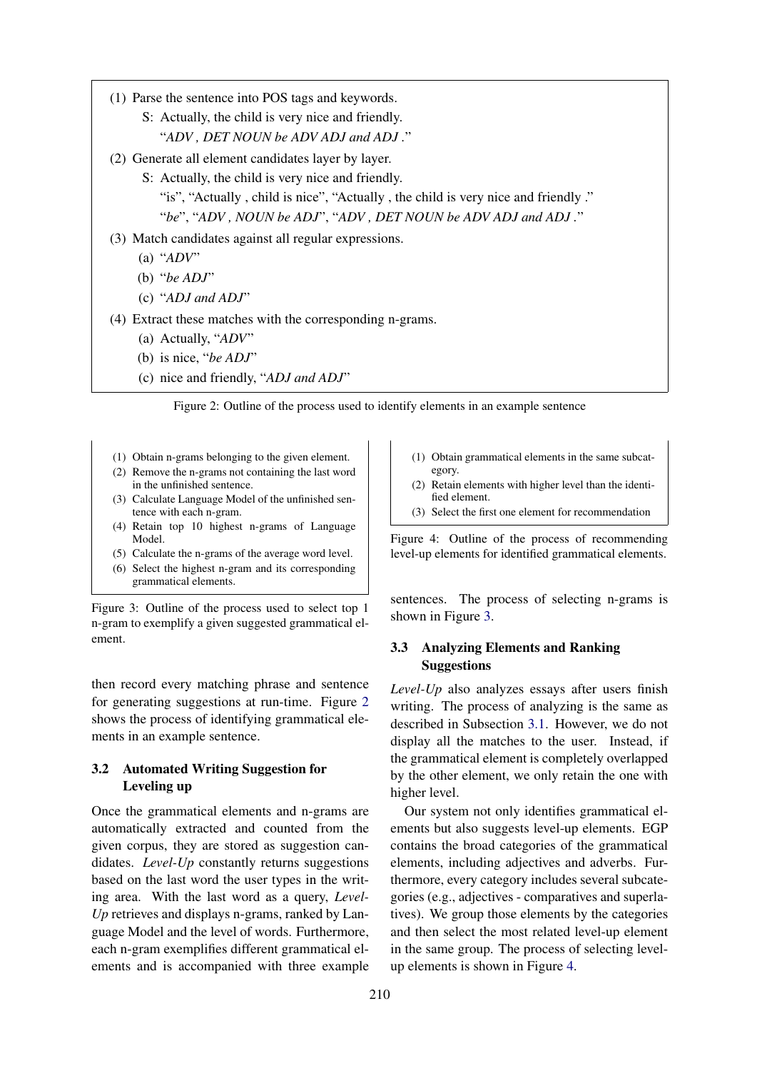(1) Parse the sentence into POS tags and keywords.

S: Actually, the child is very nice and friendly.

"*ADV , DET NOUN be ADV ADJ and ADJ .*"

(2) Generate all element candidates layer by layer.

S: Actually, the child is very nice and friendly.

"is", "Actually , child is nice", "Actually , the child is very nice and friendly ."

"*be*", "*ADV , NOUN be ADJ*", "*ADV , DET NOUN be ADV ADJ and ADJ .*"

(3) Match candidates against all regular expressions.

(a) "*ADV*"

(b) "*be ADJ*"

(c) "*ADJ and ADJ*"

(4) Extract these matches with the corresponding n-grams.

(a) Actually, "*ADV*"

(b) is nice, "*be ADJ*"

(c) nice and friendly, "*ADJ and ADJ*"

Figure 2: Outline of the process used to identify elements in an example sentence

(1) Obtain n-grams belonging to the given element.
(2) Remove the n-grams not containing the last word in the unfinished sentence.
(3) Calculate Language Model of the unfinished sentence with each n-gram.
(4) Retain top 10 highest n-grams of Language Model.
(5) Calculate the n-grams of the average word level.
(6) Select the highest n-gram and its corresponding grammatical elements.

Figure 3: Outline of the process used to select top 1 n-gram to exemplify a given suggested grammatical element.

then record every matching phrase and sentence for generating suggestions at run-time. Figure 2 shows the process of identifying grammatical elements in an example sentence.

### 3.2 Automated Writing Suggestion for Leveling up

Once the grammatical elements and n-grams are automatically extracted and counted from the given corpus, they are stored as suggestion candidates. *Level-Up* constantly returns suggestions based on the last word the user types in the writing area. With the last word as a query, *Level-Up* retrieves and displays n-grams, ranked by Language Model and the level of words. Furthermore, each n-gram exemplifies different grammatical elements and is accompanied with three example sentences. The process of selecting n-grams is shown in Figure 3.

(1) Obtain grammatical elements in the same subcategory.
(2) Retain elements with higher level than the identified element.
(3) Select the first one element for recommendation

Figure 4: Outline of the process of recommending level-up elements for identified grammatical elements.

### 3.3 Analyzing Elements and Ranking Suggestions

*Level-Up* also analyzes essays after users finish writing. The process of analyzing is the same as described in Subsection 3.1. However, we do not display all the matches to the user. Instead, if the grammatical element is completely overlapped by the other element, we only retain the one with higher level.

Our system not only identifies grammatical elements but also suggests level-up elements. EGP contains the broad categories of the grammatical elements, including adjectives and adverbs. Furthermore, every category includes several subcategories (e.g., adjectives - comparatives and superlatives). We group those elements by the categories and then select the most related level-up element in the same group. The process of selecting level-up elements is shown in Figure 4.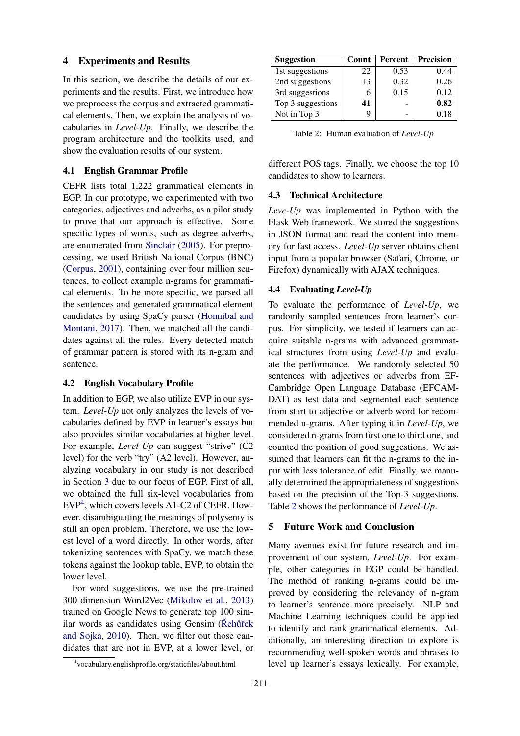## 4 Experiments and Results

In this section, we describe the details of our experiments and the results. First, we introduce how we preprocess the corpus and extracted grammatical elements. Then, we explain the analysis of vocabularies in *Level-Up*. Finally, we describe the program architecture and the toolkits used, and show the evaluation results of our system.

### 4.1 English Grammar Profile

CEFR lists total 1,222 grammatical elements in EGP. In our prototype, we experimented with two categories, adjectives and adverbs, as a pilot study to prove that our approach is effective. Some specific types of words, such as degree adverbs, are enumerated from Sinclair (2005). For preprocessing, we used British National Corpus (BNC) (Corpus, 2001), containing over four million sentences, to collect example n-grams for grammatical elements. To be more specific, we parsed all the sentences and generated grammatical element candidates by using SpaCy parser (Honnibal and Montani, 2017). Then, we matched all the candidates against all the rules. Every detected match of grammar pattern is stored with its n-gram and sentence.

### 4.2 English Vocabulary Profile

In addition to EGP, we also utilize EVP in our system. *Level-Up* not only analyzes the levels of vocabularies defined by EVP in learner's essays but also provides similar vocabularies at higher level. For example, *Level-Up* can suggest "strive" (C2 level) for the verb "try" (A2 level). However, analyzing vocabulary in our study is not described in Section 3 due to our focus of EGP. First of all, we obtained the full six-level vocabularies from EVP[4], which covers levels A1-C2 of CEFR. However, disambiguating the meanings of polysemy is still an open problem. Therefore, we use the lowest level of a word directly. In other words, after tokenizing sentences with SpaCy, we match these tokens against the lookup table, EVP, to obtain the lower level.

For word suggestions, we use the pre-trained 300 dimension Word2Vec (Mikolov et al., 2013) trained on Google News to generate top 100 similar words as candidates using Gensim (Řehůřek and Sojka, 2010). Then, we filter out those candidates that are not in EVP, at a lower level, or different POS tags. Finally, we choose the top 10 candidates to show to learners.

[4] vocabulary.englishprofile.org/staticfiles/about.html

| Suggestion | Count | Percent | Precision |
|---|---|---|---|
| 1st suggestions | 22 | 0.53 | 0.44 |
| 2nd suggestions | 13 | 0.32 | 0.26 |
| 3rd suggestions | 6 | 0.15 | 0.12 |
| Top 3 suggestions | **41** | - | **0.82** |
| Not in Top 3 | 9 | - | 0.18 |

Table 2: Human evaluation of *Level-Up*

### 4.3 Technical Architecture

*Leve-Up* was implemented in Python with the Flask Web framework. We stored the suggestions in JSON format and read the content into memory for fast access. *Level-Up* server obtains client input from a popular browser (Safari, Chrome, or Firefox) dynamically with AJAX techniques.

### 4.4 Evaluating *Level-Up*

To evaluate the performance of *Level-Up*, we randomly sampled sentences from learner's corpus. For simplicity, we tested if learners can acquire suitable n-grams with advanced grammatical structures from using *Level-Up* and evaluate the performance. We randomly selected 50 sentences with adjectives or adverbs from EF-Cambridge Open Language Database (EFCAMDAT) as test data and segmented each sentence from start to adjective or adverb word for recommended n-grams. After typing it in *Level-Up*, we considered n-grams from first one to third one, and counted the position of good suggestions. We assumed that learners can fit the n-grams to the input with less tolerance of edit. Finally, we manually determined the appropriateness of suggestions based on the precision of the Top-3 suggestions. Table 2 shows the performance of *Level-Up*.

## 5 Future Work and Conclusion

Many avenues exist for future research and improvement of our system, *Level-Up*. For example, other categories in EGP could be handled. The method of ranking n-grams could be improved by considering the relevancy of n-gram to learner's sentence more precisely. NLP and Machine Learning techniques could be applied to identify and rank grammatical elements. Additionally, an interesting direction to explore is recommending well-spoken words and phrases to level up learner's essays lexically. For example,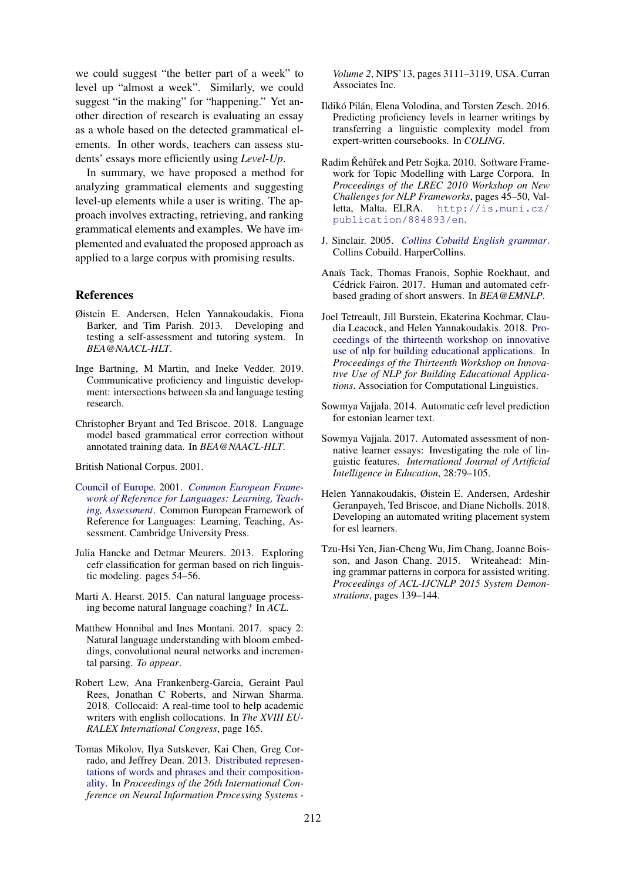we could suggest "the better part of a week" to level up "almost a week". Similarly, we could suggest "in the making" for "happening." Yet another direction of research is evaluating an essay as a whole based on the detected grammatical elements. In other words, teachers can assess students' essays more efficiently using *Level-Up*.

In summary, we have proposed a method for analyzing grammatical elements and suggesting level-up elements while a user is writing. The approach involves extracting, retrieving, and ranking grammatical elements and examples. We have implemented and evaluated the proposed approach as applied to a large corpus with promising results.

## References

Øistein E. Andersen, Helen Yannakoudakis, Fiona Barker, and Tim Parish. 2013. Developing and testing a self-assessment and tutoring system. In *BEA@NAACL-HLT*.

Inge Bartning, M Martin, and Ineke Vedder. 2019. Communicative proficiency and linguistic development: intersections between sla and language testing research.

Christopher Bryant and Ted Briscoe. 2018. Language model based grammatical error correction without annotated training data. In *BEA@NAACL-HLT*.

British National Corpus. 2001.

Council of Europe. 2001. *Common European Framework of Reference for Languages: Learning, Teaching, Assessment*. Common European Framework of Reference for Languages: Learning, Teaching, Assessment. Cambridge University Press.

Julia Hancke and Detmar Meurers. 2013. Exploring cefr classification for german based on rich linguistic modeling. pages 54–56.

Marti A. Hearst. 2015. Can natural language processing become natural language coaching? In *ACL*.

Matthew Honnibal and Ines Montani. 2017. spacy 2: Natural language understanding with bloom embeddings, convolutional neural networks and incremental parsing. *To appear*.

Robert Lew, Ana Frankenberg-Garcia, Geraint Paul Rees, Jonathan C Roberts, and Nirwan Sharma. 2018. Collocaid: A real-time tool to help academic writers with english collocations. In *The XVIII EURALEX International Congress*, page 165.

Tomas Mikolov, Ilya Sutskever, Kai Chen, Greg Corrado, and Jeffrey Dean. 2013. Distributed representations of words and phrases and their compositionality. In *Proceedings of the 26th International Conference on Neural Information Processing Systems - Volume 2*, NIPS'13, pages 3111–3119, USA. Curran Associates Inc.

Ildikó Pilán, Elena Volodina, and Torsten Zesch. 2016. Predicting proficiency levels in learner writings by transferring a linguistic complexity model from expert-written coursebooks. In *COLING*.

Radim Řehůřek and Petr Sojka. 2010. Software Framework for Topic Modelling with Large Corpora. In *Proceedings of the LREC 2010 Workshop on New Challenges for NLP Frameworks*, pages 45–50, Valletta, Malta. ELRA. http://is.muni.cz/publication/884893/en.

J. Sinclair. 2005. *Collins Cobuild English grammar*. Collins Cobuild. HarperCollins.

Anaïs Tack, Thomas Franois, Sophie Roekhaut, and Cédrick Fairon. 2017. Human and automated cefr-based grading of short answers. In *BEA@EMNLP*.

Joel Tetreault, Jill Burstein, Ekaterina Kochmar, Claudia Leacock, and Helen Yannakoudakis. 2018. Proceedings of the thirteenth workshop on innovative use of nlp for building educational applications. In *Proceedings of the Thirteenth Workshop on Innovative Use of NLP for Building Educational Applications*. Association for Computational Linguistics.

Sowmya Vajjala. 2014. Automatic cefr level prediction for estonian learner text.

Sowmya Vajjala. 2017. Automated assessment of non-native learner essays: Investigating the role of linguistic features. *International Journal of Artificial Intelligence in Education*, 28:79–105.

Helen Yannakoudakis, Øistein E. Andersen, Ardeshir Geranpayeh, Ted Briscoe, and Diane Nicholls. 2018. Developing an automated writing placement system for esl learners.

Tzu-Hsi Yen, Jian-Cheng Wu, Jim Chang, Joanne Boisson, and Jason Chang. 2015. Writeahead: Mining grammar patterns in corpora for assisted writing. *Proceedings of ACL-IJCNLP 2015 System Demonstrations*, pages 139–144.